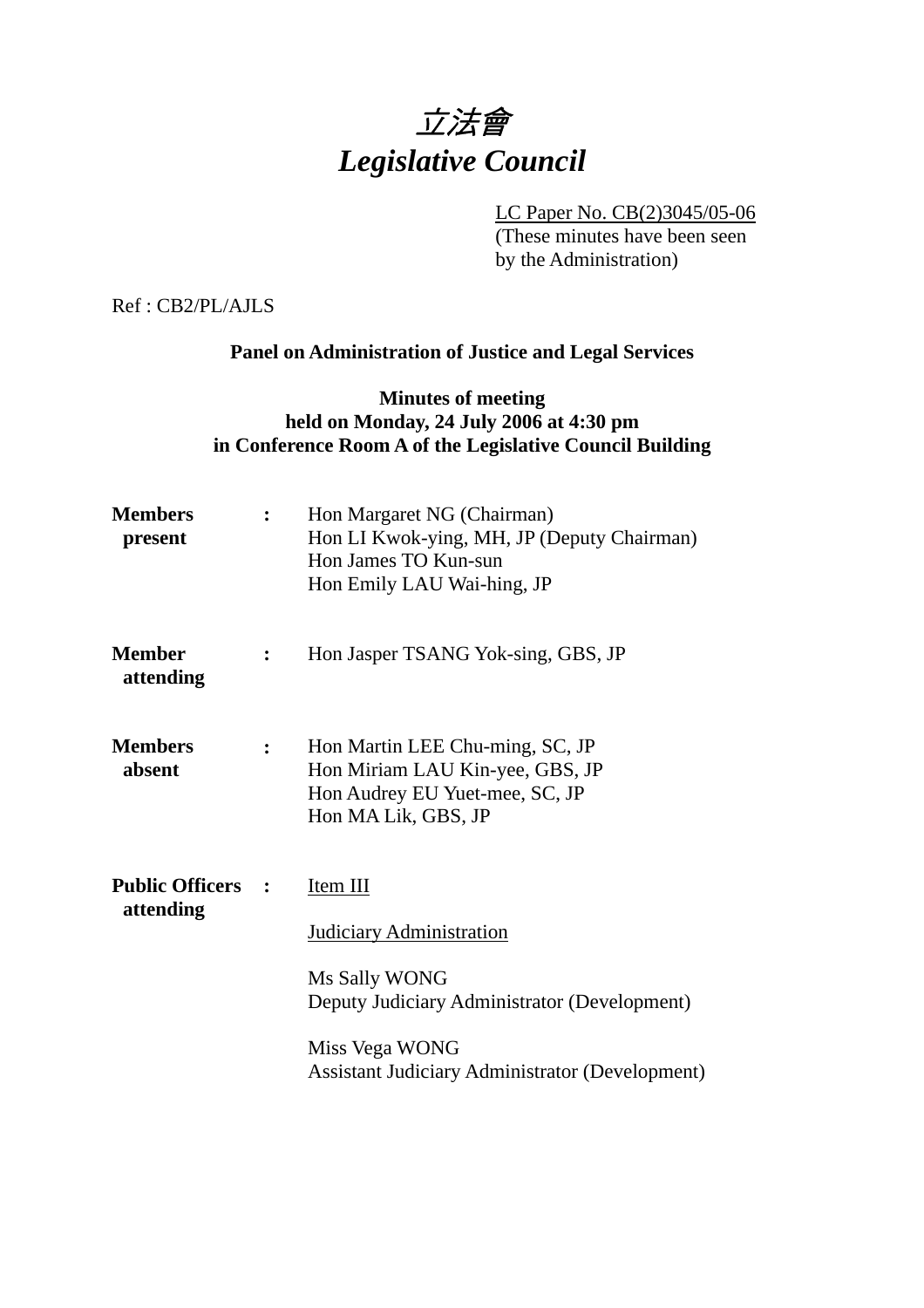# 立法會
# *Legislative Council*

LC Paper No. CB(2)3045/05-06
(These minutes have been seen by the Administration)

Ref : CB2/PL/AJLS

**Panel on Administration of Justice and Legal Services**

**Minutes of meeting**
**held on Monday, 24 July 2006 at 4:30 pm**
**in Conference Room A of the Legislative Council Building**

| | | |
|---|---|---|
| **Members present** | **:** | Hon Margaret NG (Chairman)<br>Hon LI Kwok-ying, MH, JP (Deputy Chairman)<br>Hon James TO Kun-sun<br>Hon Emily LAU Wai-hing, JP |
| **Member attending** | **:** | Hon Jasper TSANG Yok-sing, GBS, JP |
| **Members absent** | **:** | Hon Martin LEE Chu-ming, SC, JP<br>Hon Miriam LAU Kin-yee, GBS, JP<br>Hon Audrey EU Yuet-mee, SC, JP<br>Hon MA Lik, GBS, JP |
| **Public Officers attending** | **:** | Item III<br><br>Judiciary Administration<br><br>Ms Sally WONG<br>Deputy Judiciary Administrator (Development)<br><br>Miss Vega WONG<br>Assistant Judiciary Administrator (Development) |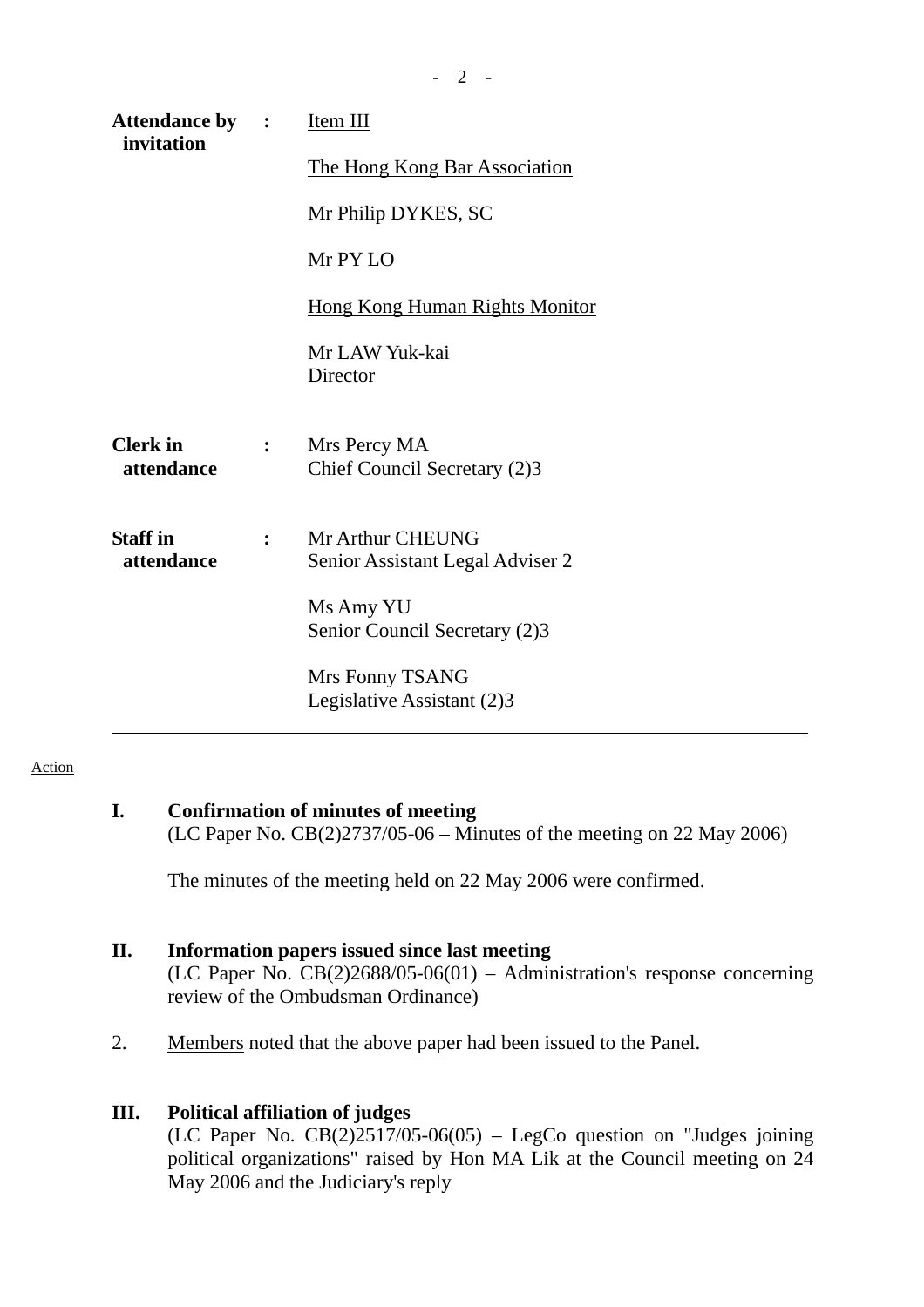**Attendance by invitation** : <u>Item III</u>

<u>The Hong Kong Bar Association</u>

Mr Philip DYKES, SC

Mr PY LO

<u>Hong Kong Human Rights Monitor</u>

Mr LAW Yuk-kai
Director

**Clerk in attendance** : Mrs Percy MA
Chief Council Secretary (2)3

**Staff in attendance** : Mr Arthur CHEUNG
Senior Assistant Legal Adviser 2

Ms Amy YU
Senior Council Secretary (2)3

Mrs Fonny TSANG
Legislative Assistant (2)3

---

<u>Action</u>

## I. Confirmation of minutes of meeting

(LC Paper No. CB(2)2737/05-06 – Minutes of the meeting on 22 May 2006)

The minutes of the meeting held on 22 May 2006 were confirmed.

## II. Information papers issued since last meeting

(LC Paper No. CB(2)2688/05-06(01) – Administration's response concerning review of the Ombudsman Ordinance)

2. <u>Members</u> noted that the above paper had been issued to the Panel.

## III. Political affiliation of judges

(LC Paper No. CB(2)2517/05-06(05) – LegCo question on "Judges joining political organizations" raised by Hon MA Lik at the Council meeting on 24 May 2006 and the Judiciary's reply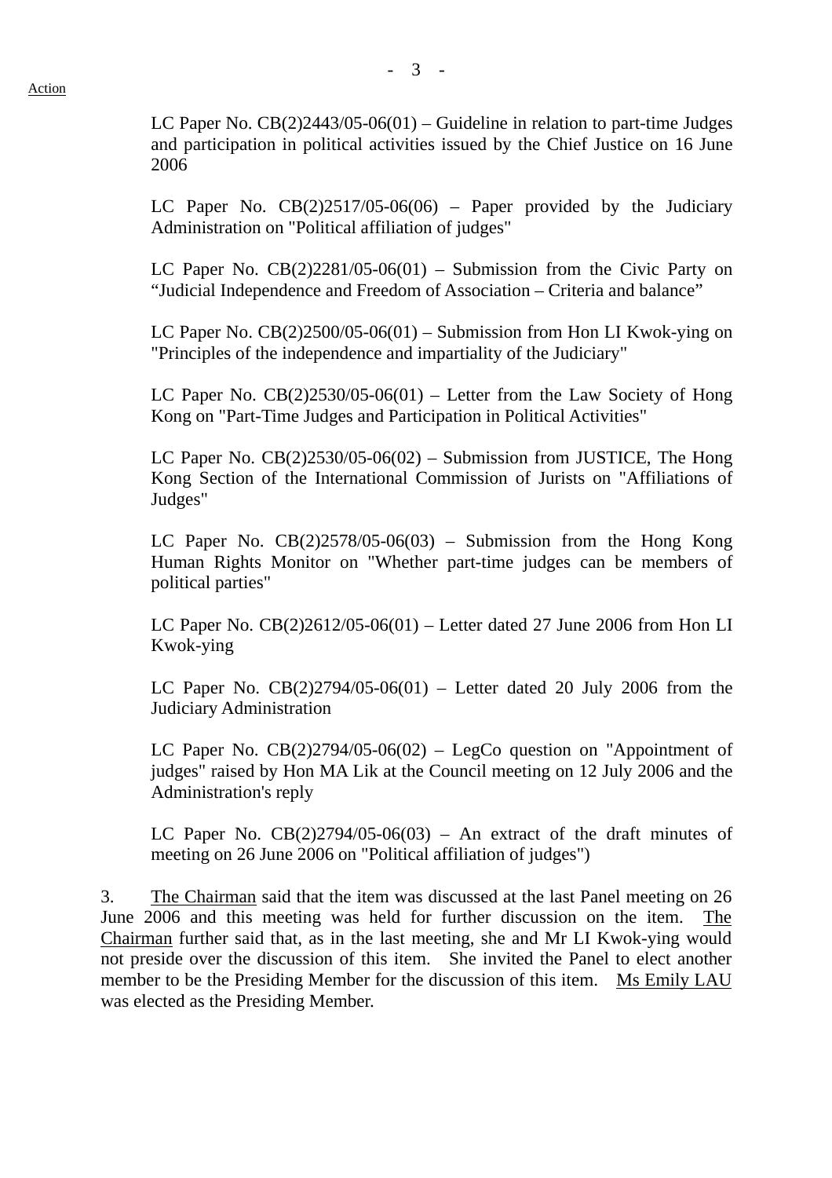Action

LC Paper No. CB(2)2443/05-06(01) – Guideline in relation to part-time Judges and participation in political activities issued by the Chief Justice on 16 June 2006

LC Paper No. CB(2)2517/05-06(06) – Paper provided by the Judiciary Administration on "Political affiliation of judges"

LC Paper No. CB(2)2281/05-06(01) – Submission from the Civic Party on "Judicial Independence and Freedom of Association – Criteria and balance"

LC Paper No. CB(2)2500/05-06(01) – Submission from Hon LI Kwok-ying on "Principles of the independence and impartiality of the Judiciary"

LC Paper No. CB(2)2530/05-06(01) – Letter from the Law Society of Hong Kong on "Part-Time Judges and Participation in Political Activities"

LC Paper No. CB(2)2530/05-06(02) – Submission from JUSTICE, The Hong Kong Section of the International Commission of Jurists on "Affiliations of Judges"

LC Paper No. CB(2)2578/05-06(03) – Submission from the Hong Kong Human Rights Monitor on "Whether part-time judges can be members of political parties"

LC Paper No. CB(2)2612/05-06(01) – Letter dated 27 June 2006 from Hon LI Kwok-ying

LC Paper No. CB(2)2794/05-06(01) – Letter dated 20 July 2006 from the Judiciary Administration

LC Paper No. CB(2)2794/05-06(02) – LegCo question on "Appointment of judges" raised by Hon MA Lik at the Council meeting on 12 July 2006 and the Administration's reply

LC Paper No. CB(2)2794/05-06(03) – An extract of the draft minutes of meeting on 26 June 2006 on "Political affiliation of judges")

3. The Chairman said that the item was discussed at the last Panel meeting on 26 June 2006 and this meeting was held for further discussion on the item. The Chairman further said that, as in the last meeting, she and Mr LI Kwok-ying would not preside over the discussion of this item. She invited the Panel to elect another member to be the Presiding Member for the discussion of this item. Ms Emily LAU was elected as the Presiding Member.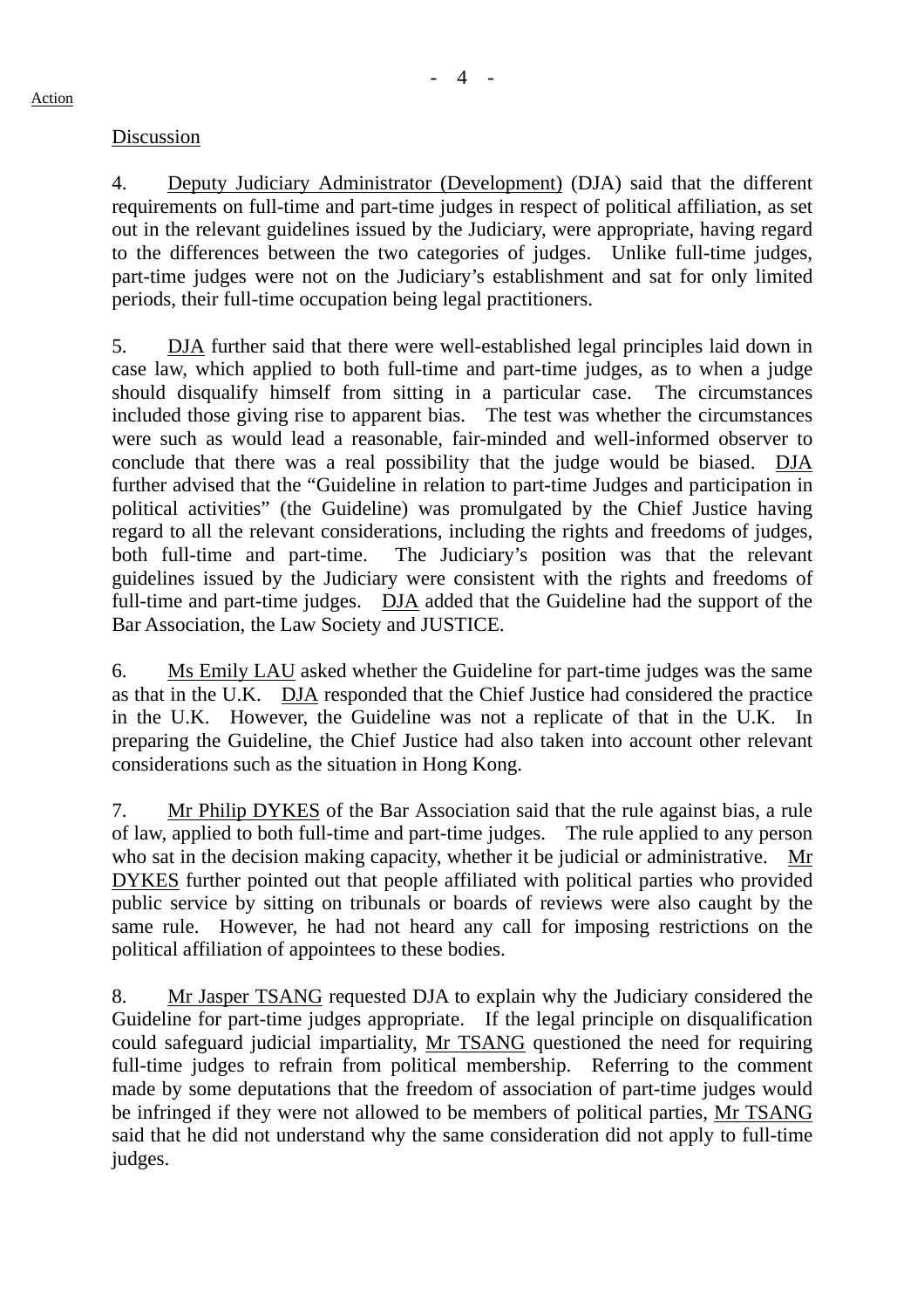Action

Discussion

4. Deputy Judiciary Administrator (Development) (DJA) said that the different requirements on full-time and part-time judges in respect of political affiliation, as set out in the relevant guidelines issued by the Judiciary, were appropriate, having regard to the differences between the two categories of judges. Unlike full-time judges, part-time judges were not on the Judiciary's establishment and sat for only limited periods, their full-time occupation being legal practitioners.

5. DJA further said that there were well-established legal principles laid down in case law, which applied to both full-time and part-time judges, as to when a judge should disqualify himself from sitting in a particular case. The circumstances included those giving rise to apparent bias. The test was whether the circumstances were such as would lead a reasonable, fair-minded and well-informed observer to conclude that there was a real possibility that the judge would be biased. DJA further advised that the "Guideline in relation to part-time Judges and participation in political activities" (the Guideline) was promulgated by the Chief Justice having regard to all the relevant considerations, including the rights and freedoms of judges, both full-time and part-time. The Judiciary's position was that the relevant guidelines issued by the Judiciary were consistent with the rights and freedoms of full-time and part-time judges. DJA added that the Guideline had the support of the Bar Association, the Law Society and JUSTICE.

6. Ms Emily LAU asked whether the Guideline for part-time judges was the same as that in the U.K. DJA responded that the Chief Justice had considered the practice in the U.K. However, the Guideline was not a replicate of that in the U.K. In preparing the Guideline, the Chief Justice had also taken into account other relevant considerations such as the situation in Hong Kong.

7. Mr Philip DYKES of the Bar Association said that the rule against bias, a rule of law, applied to both full-time and part-time judges. The rule applied to any person who sat in the decision making capacity, whether it be judicial or administrative. Mr DYKES further pointed out that people affiliated with political parties who provided public service by sitting on tribunals or boards of reviews were also caught by the same rule. However, he had not heard any call for imposing restrictions on the political affiliation of appointees to these bodies.

8. Mr Jasper TSANG requested DJA to explain why the Judiciary considered the Guideline for part-time judges appropriate. If the legal principle on disqualification could safeguard judicial impartiality, Mr TSANG questioned the need for requiring full-time judges to refrain from political membership. Referring to the comment made by some deputations that the freedom of association of part-time judges would be infringed if they were not allowed to be members of political parties, Mr TSANG said that he did not understand why the same consideration did not apply to full-time judges.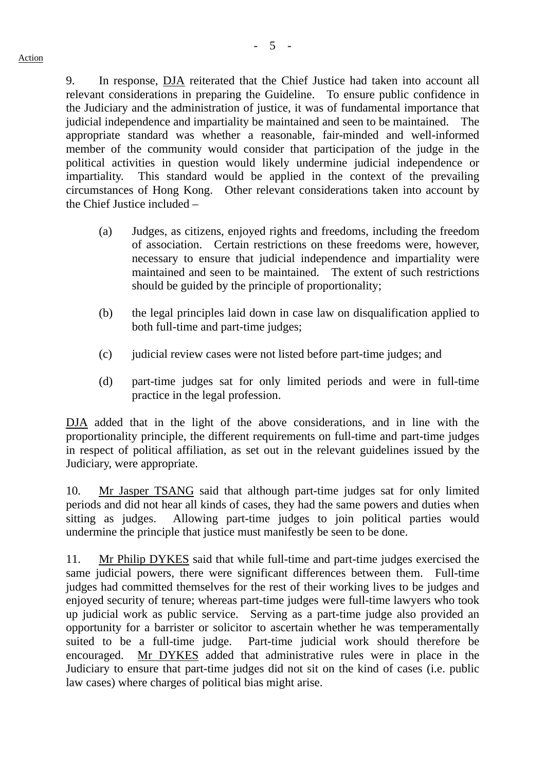9. In response, DJA reiterated that the Chief Justice had taken into account all relevant considerations in preparing the Guideline. To ensure public confidence in the Judiciary and the administration of justice, it was of fundamental importance that judicial independence and impartiality be maintained and seen to be maintained. The appropriate standard was whether a reasonable, fair-minded and well-informed member of the community would consider that participation of the judge in the political activities in question would likely undermine judicial independence or impartiality. This standard would be applied in the context of the prevailing circumstances of Hong Kong. Other relevant considerations taken into account by the Chief Justice included –

(a) Judges, as citizens, enjoyed rights and freedoms, including the freedom of association. Certain restrictions on these freedoms were, however, necessary to ensure that judicial independence and impartiality were maintained and seen to be maintained. The extent of such restrictions should be guided by the principle of proportionality;

(b) the legal principles laid down in case law on disqualification applied to both full-time and part-time judges;

(c) judicial review cases were not listed before part-time judges; and

(d) part-time judges sat for only limited periods and were in full-time practice in the legal profession.

DJA added that in the light of the above considerations, and in line with the proportionality principle, the different requirements on full-time and part-time judges in respect of political affiliation, as set out in the relevant guidelines issued by the Judiciary, were appropriate.

10. Mr Jasper TSANG said that although part-time judges sat for only limited periods and did not hear all kinds of cases, they had the same powers and duties when sitting as judges. Allowing part-time judges to join political parties would undermine the principle that justice must manifestly be seen to be done.

11. Mr Philip DYKES said that while full-time and part-time judges exercised the same judicial powers, there were significant differences between them. Full-time judges had committed themselves for the rest of their working lives to be judges and enjoyed security of tenure; whereas part-time judges were full-time lawyers who took up judicial work as public service. Serving as a part-time judge also provided an opportunity for a barrister or solicitor to ascertain whether he was temperamentally suited to be a full-time judge. Part-time judicial work should therefore be encouraged. Mr DYKES added that administrative rules were in place in the Judiciary to ensure that part-time judges did not sit on the kind of cases (i.e. public law cases) where charges of political bias might arise.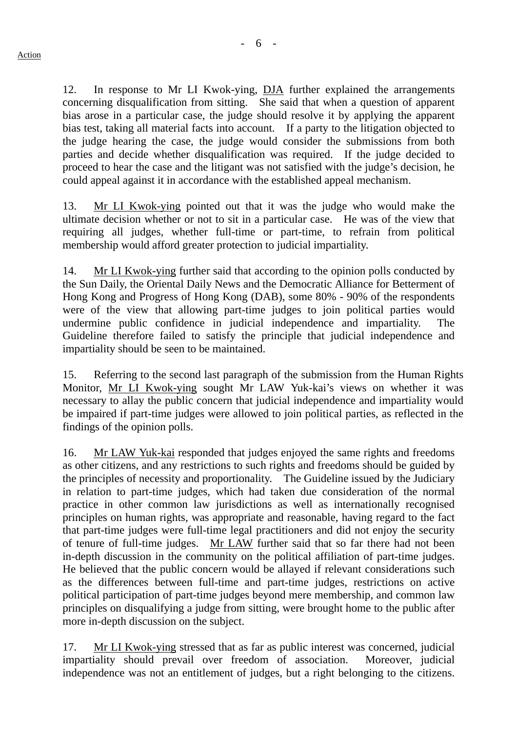Action

12. In response to Mr LI Kwok-ying, DJA further explained the arrangements concerning disqualification from sitting. She said that when a question of apparent bias arose in a particular case, the judge should resolve it by applying the apparent bias test, taking all material facts into account. If a party to the litigation objected to the judge hearing the case, the judge would consider the submissions from both parties and decide whether disqualification was required. If the judge decided to proceed to hear the case and the litigant was not satisfied with the judge's decision, he could appeal against it in accordance with the established appeal mechanism.

13. Mr LI Kwok-ying pointed out that it was the judge who would make the ultimate decision whether or not to sit in a particular case. He was of the view that requiring all judges, whether full-time or part-time, to refrain from political membership would afford greater protection to judicial impartiality.

14. Mr LI Kwok-ying further said that according to the opinion polls conducted by the Sun Daily, the Oriental Daily News and the Democratic Alliance for Betterment of Hong Kong and Progress of Hong Kong (DAB), some 80% - 90% of the respondents were of the view that allowing part-time judges to join political parties would undermine public confidence in judicial independence and impartiality. The Guideline therefore failed to satisfy the principle that judicial independence and impartiality should be seen to be maintained.

15. Referring to the second last paragraph of the submission from the Human Rights Monitor, Mr LI Kwok-ying sought Mr LAW Yuk-kai's views on whether it was necessary to allay the public concern that judicial independence and impartiality would be impaired if part-time judges were allowed to join political parties, as reflected in the findings of the opinion polls.

16. Mr LAW Yuk-kai responded that judges enjoyed the same rights and freedoms as other citizens, and any restrictions to such rights and freedoms should be guided by the principles of necessity and proportionality. The Guideline issued by the Judiciary in relation to part-time judges, which had taken due consideration of the normal practice in other common law jurisdictions as well as internationally recognised principles on human rights, was appropriate and reasonable, having regard to the fact that part-time judges were full-time legal practitioners and did not enjoy the security of tenure of full-time judges. Mr LAW further said that so far there had not been in-depth discussion in the community on the political affiliation of part-time judges. He believed that the public concern would be allayed if relevant considerations such as the differences between full-time and part-time judges, restrictions on active political participation of part-time judges beyond mere membership, and common law principles on disqualifying a judge from sitting, were brought home to the public after more in-depth discussion on the subject.

17. Mr LI Kwok-ying stressed that as far as public interest was concerned, judicial impartiality should prevail over freedom of association. Moreover, judicial independence was not an entitlement of judges, but a right belonging to the citizens.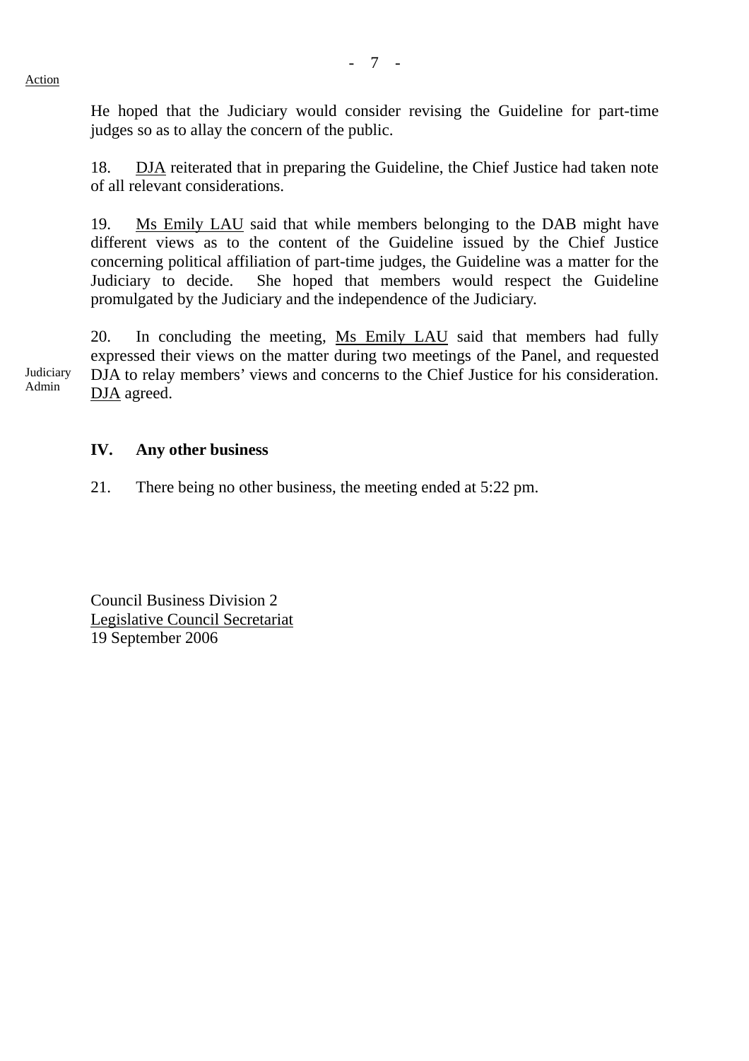Action

He hoped that the Judiciary would consider revising the Guideline for part-time judges so as to allay the concern of the public.

18. DJA reiterated that in preparing the Guideline, the Chief Justice had taken note of all relevant considerations.

19. Ms Emily LAU said that while members belonging to the DAB might have different views as to the content of the Guideline issued by the Chief Justice concerning political affiliation of part-time judges, the Guideline was a matter for the Judiciary to decide. She hoped that members would respect the Guideline promulgated by the Judiciary and the independence of the Judiciary.

Judiciary Admin

20. In concluding the meeting, Ms Emily LAU said that members had fully expressed their views on the matter during two meetings of the Panel, and requested DJA to relay members' views and concerns to the Chief Justice for his consideration. DJA agreed.

## IV. Any other business

21. There being no other business, the meeting ended at 5:22 pm.

Council Business Division 2
Legislative Council Secretariat
19 September 2006